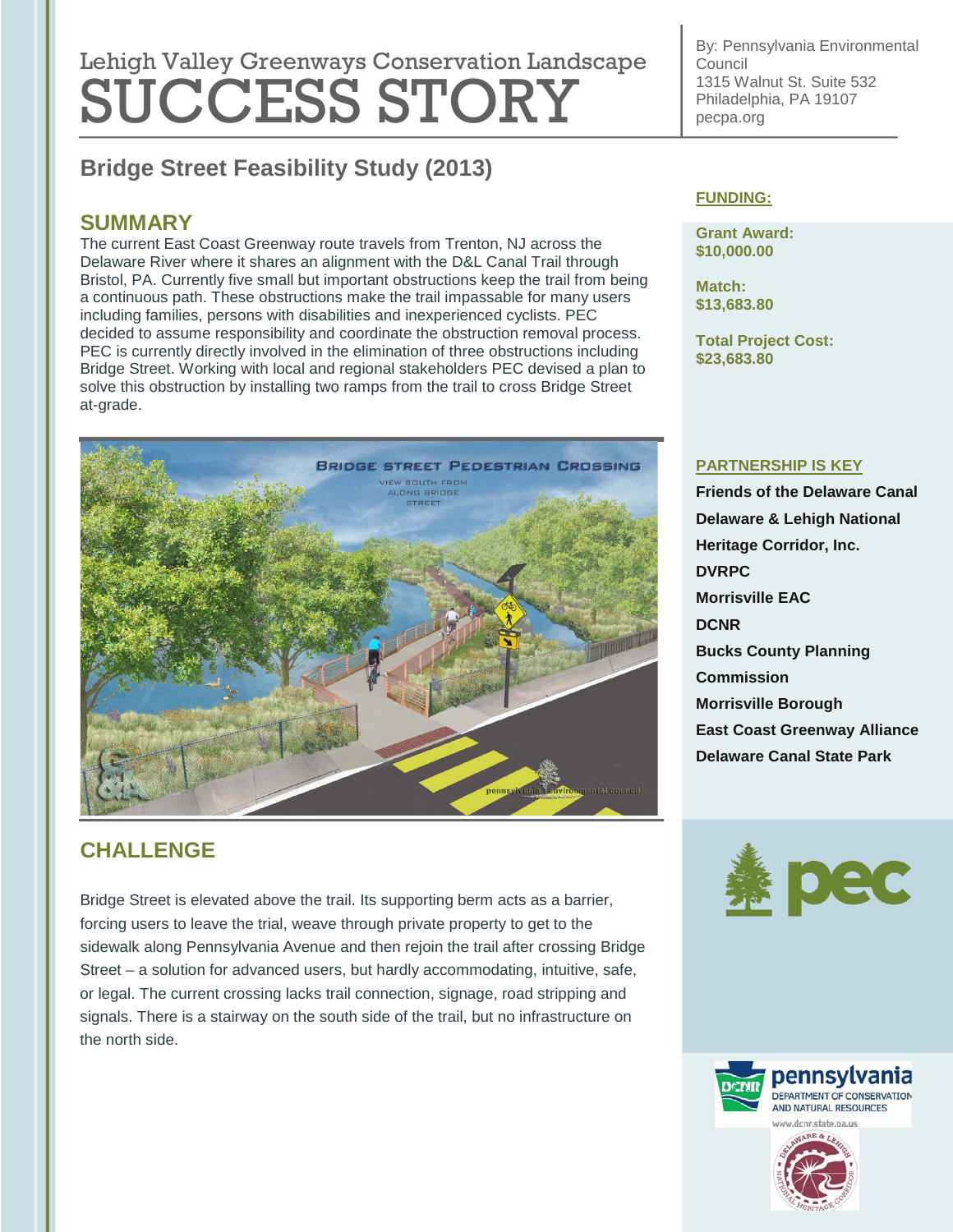Lehigh Valley Greenways Conservation Landscape

# SUCCESS STORY

By: Pennsylvania Environmental Council
1315 Walnut St. Suite 532
Philadelphia, PA 19107
pecpa.org

## Bridge Street Feasibility Study (2013)

## SUMMARY

The current East Coast Greenway route travels from Trenton, NJ across the Delaware River where it shares an alignment with the D&L Canal Trail through Bristol, PA. Currently five small but important obstructions keep the trail from being a continuous path. These obstructions make the trail impassable for many users including families, persons with disabilities and inexperienced cyclists. PEC decided to assume responsibility and coordinate the obstruction removal process. PEC is currently directly involved in the elimination of three obstructions including Bridge Street. Working with local and regional stakeholders PEC devised a plan to solve this obstruction by installing two ramps from the trail to cross Bridge Street at-grade.

## CHALLENGE

Bridge Street is elevated above the trail. Its supporting berm acts as a barrier, forcing users to leave the trial, weave through private property to get to the sidewalk along Pennsylvania Avenue and then rejoin the trail after crossing Bridge Street – a solution for advanced users, but hardly accommodating, intuitive, safe, or legal. The current crossing lacks trail connection, signage, road stripping and signals. There is a stairway on the south side of the trail, but no infrastructure on the north side.

### FUNDING:

**Grant Award:**
**$10,000.00**

**Match:**
**$13,683.80**

**Total Project Cost:**
**$23,683.80**

### PARTNERSHIP IS KEY

**Friends of the Delaware Canal**
**Delaware & Lehigh National Heritage Corridor, Inc.**
**DVRPC**
**Morrisville EAC**
**DCNR**
**Bucks County Planning Commission**
**Morrisville Borough**
**East Coast Greenway Alliance**
**Delaware Canal State Park**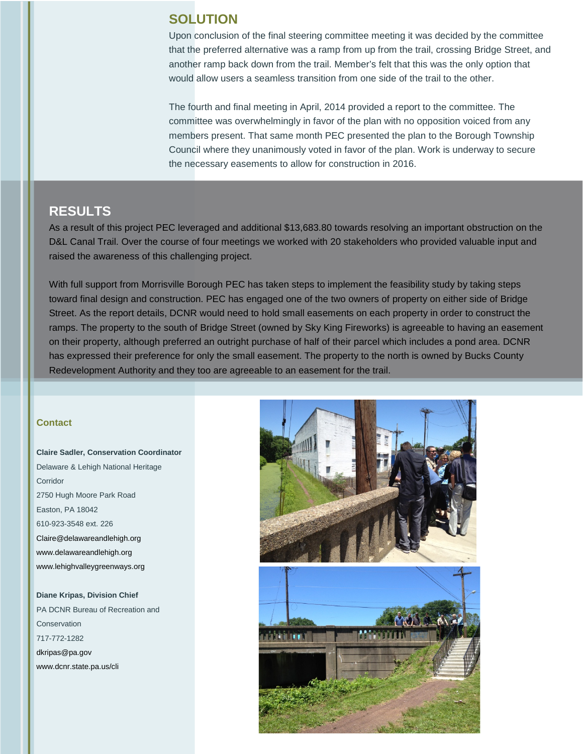## SOLUTION

Upon conclusion of the final steering committee meeting it was decided by the committee that the preferred alternative was a ramp from up from the trail, crossing Bridge Street, and another ramp back down from the trail. Member's felt that this was the only option that would allow users a seamless transition from one side of the trail to the other.

The fourth and final meeting in April, 2014 provided a report to the committee. The committee was overwhelmingly in favor of the plan with no opposition voiced from any members present. That same month PEC presented the plan to the Borough Township Council where they unanimously voted in favor of the plan. Work is underway to secure the necessary easements to allow for construction in 2016.

## RESULTS

As a result of this project PEC leveraged and additional $13,683.80 towards resolving an important obstruction on the D&L Canal Trail. Over the course of four meetings we worked with 20 stakeholders who provided valuable input and raised the awareness of this challenging project.

With full support from Morrisville Borough PEC has taken steps to implement the feasibility study by taking steps toward final design and construction. PEC has engaged one of the two owners of property on either side of Bridge Street. As the report details, DCNR would need to hold small easements on each property in order to construct the ramps. The property to the south of Bridge Street (owned by Sky King Fireworks) is agreeable to having an easement on their property, although preferred an outright purchase of half of their parcel which includes a pond area. DCNR has expressed their preference for only the small easement. The property to the north is owned by Bucks County Redevelopment Authority and they too are agreeable to an easement for the trail.

### Contact

**Claire Sadler, Conservation Coordinator**
Delaware & Lehigh National Heritage Corridor
2750 Hugh Moore Park Road
Easton, PA 18042
610-923-3548 ext. 226
Claire@delawareandlehigh.org
www.delawareandlehigh.org
www.lehighvalleygreenways.org

**Diane Kripas, Division Chief**
PA DCNR Bureau of Recreation and Conservation
717-772-1282
dkripas@pa.gov
www.dcnr.state.pa.us/cli